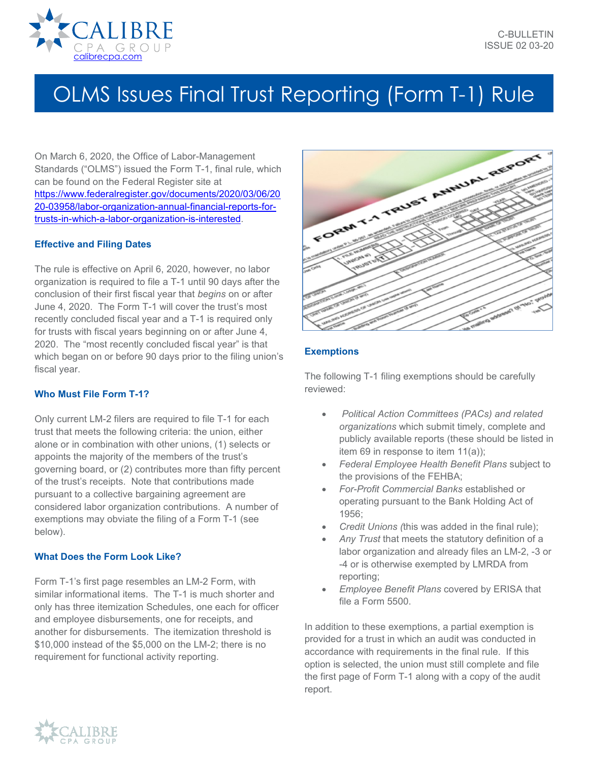# OLMS Issues Final Trust Reporting (Form T-1) Rule

On March 6, 2020, the Office of Labor-Management Standards ("OLMS") issued the Form T-1, final rule, which can be found on the Federal Register site at [https://www.federalregister.gov/documents/2020/03/06/2020-03958/labor-organization-annual-financial-reports-for-trusts-in-which-a-labor-organization-is-interested](https://www.federalregister.gov/documents/2020/03/06/2020-03958/labor-organization-annual-financial-reports-for-trusts-in-which-a-labor-organization-is-interested).

### Effective and Filing Dates

The rule is effective on April 6, 2020, however, no labor organization is required to file a T-1 until 90 days after the conclusion of their first fiscal year that *begins* on or after June 4, 2020. The Form T-1 will cover the trust's most recently concluded fiscal year and a T-1 is required only for trusts with fiscal years beginning on or after June 4, 2020. The "most recently concluded fiscal year" is that which began on or before 90 days prior to the filing union's fiscal year.

### Who Must File Form T-1?

Only current LM-2 filers are required to file T-1 for each trust that meets the following criteria: the union, either alone or in combination with other unions, (1) selects or appoints the majority of the members of the trust's governing board, or (2) contributes more than fifty percent of the trust's receipts. Note that contributions made pursuant to a collective bargaining agreement are considered labor organization contributions. A number of exemptions may obviate the filing of a Form T-1 (see below).

### What Does the Form Look Like?

Form T-1's first page resembles an LM-2 Form, with similar informational items. The T-1 is much shorter and only has three itemization Schedules, one each for officer and employee disbursements, one for receipts, and another for disbursements. The itemization threshold is $10,000 instead of the $5,000 on the LM-2; there is no requirement for functional activity reporting.

### Exemptions

The following T-1 filing exemptions should be carefully reviewed:

- *Political Action Committees (PACs) and related organizations* which submit timely, complete and publicly available reports (these should be listed in item 69 in response to item 11(a));
- *Federal Employee Health Benefit Plans* subject to the provisions of the FEHBA;
- *For-Profit Commercial Banks* established or operating pursuant to the Bank Holding Act of 1956;
- *Credit Unions (*this was added in the final rule);
- *Any Trust* that meets the statutory definition of a labor organization and already files an LM-2, -3 or -4 or is otherwise exempted by LMRDA from reporting;
- *Employee Benefit Plans* covered by ERISA that file a Form 5500.

In addition to these exemptions, a partial exemption is provided for a trust in which an audit was conducted in accordance with requirements in the final rule. If this option is selected, the union must still complete and file the first page of Form T-1 along with a copy of the audit report.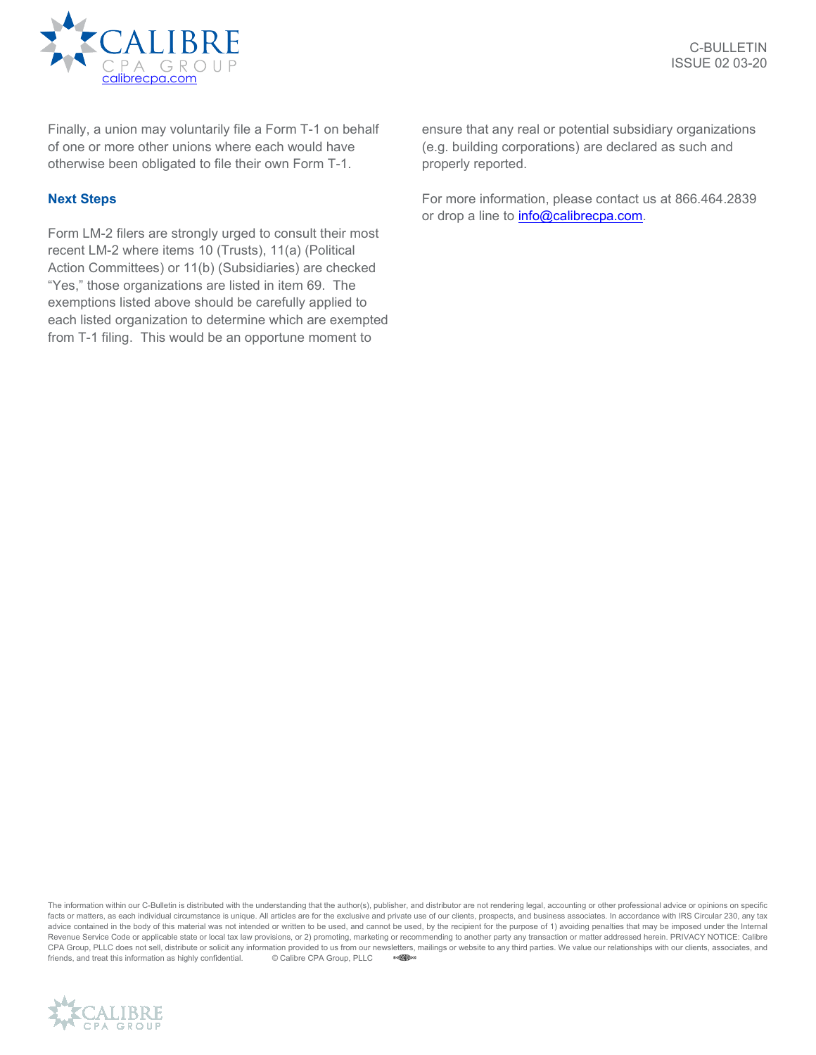Finally, a union may voluntarily file a Form T-1 on behalf of one or more other unions where each would have otherwise been obligated to file their own Form T-1.

### Next Steps

Form LM-2 filers are strongly urged to consult their most recent LM-2 where items 10 (Trusts), 11(a) (Political Action Committees) or 11(b) (Subsidiaries) are checked "Yes," those organizations are listed in item 69. The exemptions listed above should be carefully applied to each listed organization to determine which are exempted from T-1 filing. This would be an opportune moment to ensure that any real or potential subsidiary organizations (e.g. building corporations) are declared as such and properly reported.

For more information, please contact us at 866.464.2839 or drop a line to info@calibrecpa.com.

The information within our C-Bulletin is distributed with the understanding that the author(s), publisher, and distributor are not rendering legal, accounting or other professional advice or opinions on specific facts or matters, as each individual circumstance is unique. All articles are for the exclusive and private use of our clients, prospects, and business associates. In accordance with IRS Circular 230, any tax advice contained in the body of this material was not intended or written to be used, and cannot be used, by the recipient for the purpose of 1) avoiding penalties that may be imposed under the Internal Revenue Service Code or applicable state or local tax law provisions, or 2) promoting, marketing or recommending to another party any transaction or matter addressed herein. PRIVACY NOTICE: Calibre CPA Group, PLLC does not sell, distribute or solicit any information provided to us from our newsletters, mailings or website to any third parties. We value our relationships with our clients, associates, and friends, and treat this information as highly confidential. © Calibre CPA Group, PLLC